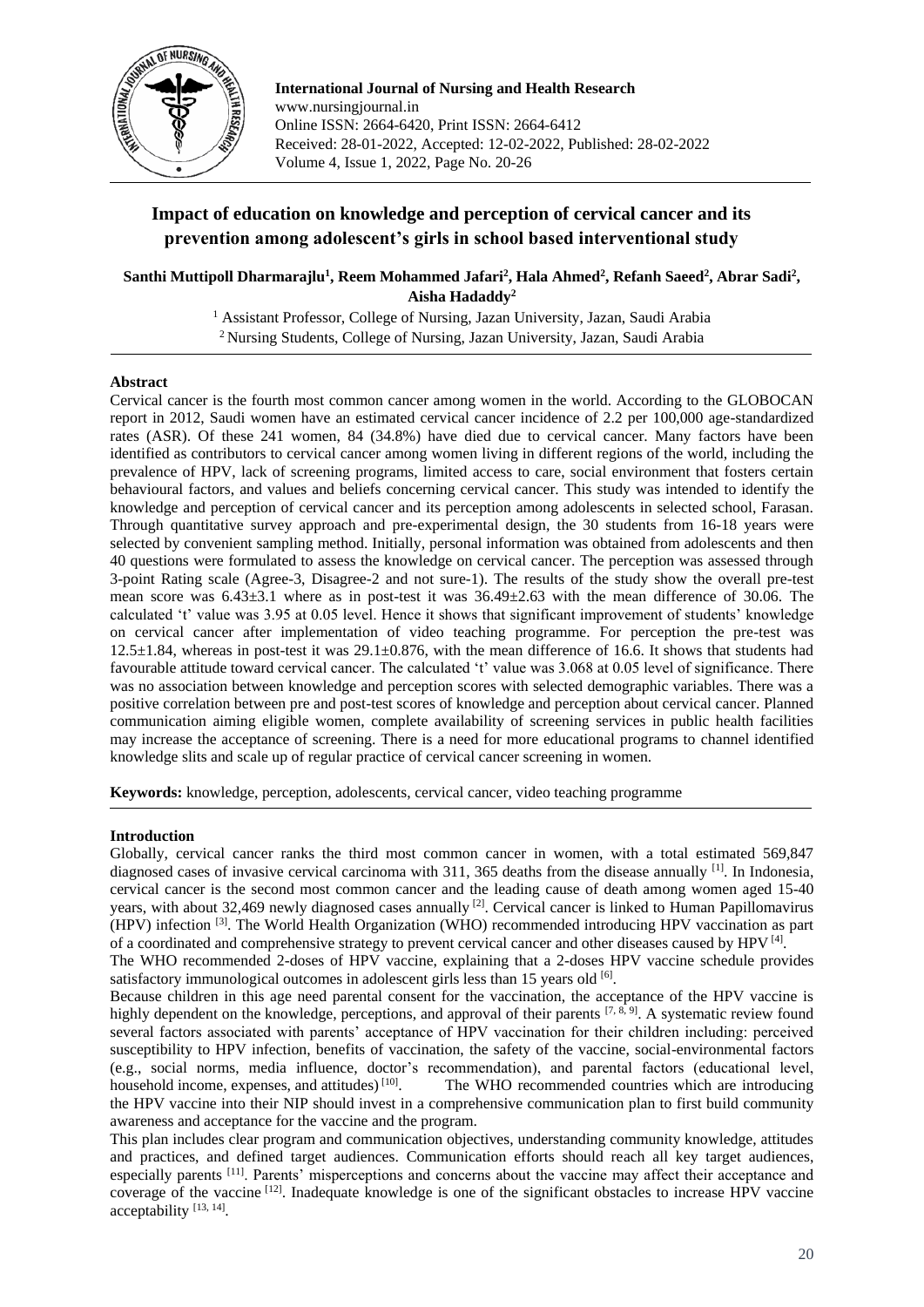# Impact of education on knowledge and perception of cervical cancer and its prevention among adolescent's girls in school based interventional study

**Santhi Muttipoll Dharmarajlu[1], Reem Mohammed Jafari[2], Hala Ahmed[2], Refanh Saeed[2], Abrar Sadi[2], Aisha Hadaddy[2]**

[1] Assistant Professor, College of Nursing, Jazan University, Jazan, Saudi Arabia
[2] Nursing Students, College of Nursing, Jazan University, Jazan, Saudi Arabia

## Abstract

Cervical cancer is the fourth most common cancer among women in the world. According to the GLOBOCAN report in 2012, Saudi women have an estimated cervical cancer incidence of 2.2 per 100,000 age-standardized rates (ASR). Of these 241 women, 84 (34.8%) have died due to cervical cancer. Many factors have been identified as contributors to cervical cancer among women living in different regions of the world, including the prevalence of HPV, lack of screening programs, limited access to care, social environment that fosters certain behavioural factors, and values and beliefs concerning cervical cancer. This study was intended to identify the knowledge and perception of cervical cancer and its perception among adolescents in selected school, Farasan. Through quantitative survey approach and pre-experimental design, the 30 students from 16-18 years were selected by convenient sampling method. Initially, personal information was obtained from adolescents and then 40 questions were formulated to assess the knowledge on cervical cancer. The perception was assessed through 3-point Rating scale (Agree-3, Disagree-2 and not sure-1). The results of the study show the overall pre-test mean score was 6.43±3.1 where as in post-test it was 36.49±2.63 with the mean difference of 30.06. The calculated 't' value was 3.95 at 0.05 level. Hence it shows that significant improvement of students' knowledge on cervical cancer after implementation of video teaching programme. For perception the pre-test was 12.5±1.84, whereas in post-test it was 29.1±0.876, with the mean difference of 16.6. It shows that students had favourable attitude toward cervical cancer. The calculated 't' value was 3.068 at 0.05 level of significance. There was no association between knowledge and perception scores with selected demographic variables. There was a positive correlation between pre and post-test scores of knowledge and perception about cervical cancer. Planned communication aiming eligible women, complete availability of screening services in public health facilities may increase the acceptance of screening. There is a need for more educational programs to channel identified knowledge slits and scale up of regular practice of cervical cancer screening in women.

**Keywords:** knowledge, perception, adolescents, cervical cancer, video teaching programme

## Introduction

Globally, cervical cancer ranks the third most common cancer in women, with a total estimated 569,847 diagnosed cases of invasive cervical carcinoma with 311, 365 deaths from the disease annually [1]. In Indonesia, cervical cancer is the second most common cancer and the leading cause of death among women aged 15-40 years, with about 32,469 newly diagnosed cases annually [2]. Cervical cancer is linked to Human Papillomavirus (HPV) infection [3]. The World Health Organization (WHO) recommended introducing HPV vaccination as part of a coordinated and comprehensive strategy to prevent cervical cancer and other diseases caused by HPV [4].

The WHO recommended 2-doses of HPV vaccine, explaining that a 2-doses HPV vaccine schedule provides satisfactory immunological outcomes in adolescent girls less than 15 years old [6].

Because children in this age need parental consent for the vaccination, the acceptance of the HPV vaccine is highly dependent on the knowledge, perceptions, and approval of their parents [7, 8, 9]. A systematic review found several factors associated with parents' acceptance of HPV vaccination for their children including: perceived susceptibility to HPV infection, benefits of vaccination, the safety of the vaccine, social-environmental factors (e.g., social norms, media influence, doctor's recommendation), and parental factors (educational level, household income, expenses, and attitudes) [10]. The WHO recommended countries which are introducing the HPV vaccine into their NIP should invest in a comprehensive communication plan to first build community awareness and acceptance for the vaccine and the program.

This plan includes clear program and communication objectives, understanding community knowledge, attitudes and practices, and defined target audiences. Communication efforts should reach all key target audiences, especially parents [11]. Parents' misperceptions and concerns about the vaccine may affect their acceptance and coverage of the vaccine [12]. Inadequate knowledge is one of the significant obstacles to increase HPV vaccine acceptability [13, 14].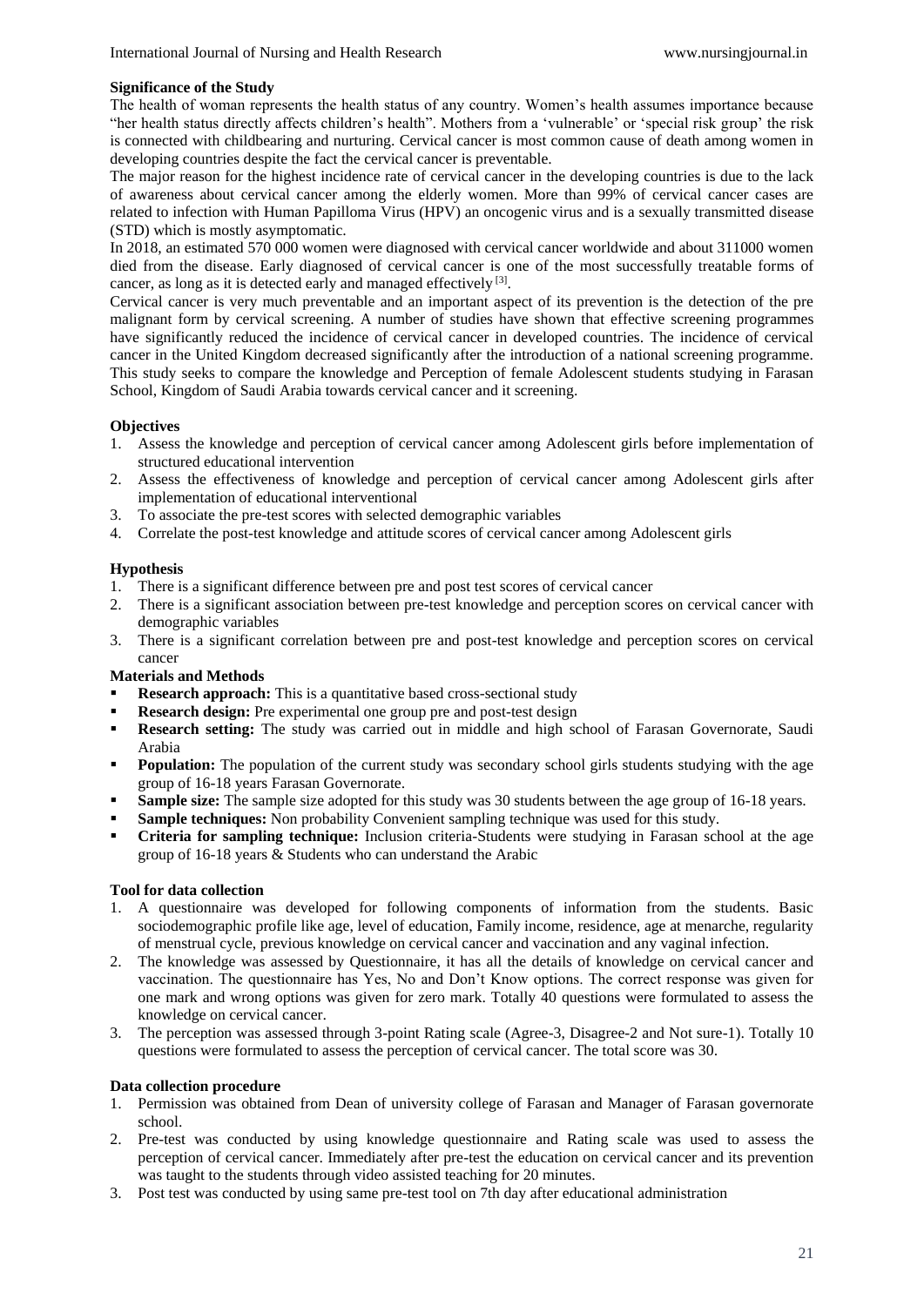**Significance of the Study**

The health of woman represents the health status of any country. Women's health assumes importance because "her health status directly affects children's health". Mothers from a 'vulnerable' or 'special risk group' the risk is connected with childbearing and nurturing. Cervical cancer is most common cause of death among women in developing countries despite the fact the cervical cancer is preventable.

The major reason for the highest incidence rate of cervical cancer in the developing countries is due to the lack of awareness about cervical cancer among the elderly women. More than 99% of cervical cancer cases are related to infection with Human Papilloma Virus (HPV) an oncogenic virus and is a sexually transmitted disease (STD) which is mostly asymptomatic.

In 2018, an estimated 570 000 women were diagnosed with cervical cancer worldwide and about 311000 women died from the disease. Early diagnosed of cervical cancer is one of the most successfully treatable forms of cancer, as long as it is detected early and managed effectively [3].

Cervical cancer is very much preventable and an important aspect of its prevention is the detection of the pre malignant form by cervical screening. A number of studies have shown that effective screening programmes have significantly reduced the incidence of cervical cancer in developed countries. The incidence of cervical cancer in the United Kingdom decreased significantly after the introduction of a national screening programme. This study seeks to compare the knowledge and Perception of female Adolescent students studying in Farasan School, Kingdom of Saudi Arabia towards cervical cancer and it screening.

**Objectives**

1. Assess the knowledge and perception of cervical cancer among Adolescent girls before implementation of structured educational intervention
2. Assess the effectiveness of knowledge and perception of cervical cancer among Adolescent girls after implementation of educational interventional
3. To associate the pre-test scores with selected demographic variables
4. Correlate the post-test knowledge and attitude scores of cervical cancer among Adolescent girls

**Hypothesis**

1. There is a significant difference between pre and post test scores of cervical cancer
2. There is a significant association between pre-test knowledge and perception scores on cervical cancer with demographic variables
3. There is a significant correlation between pre and post-test knowledge and perception scores on cervical cancer

**Materials and Methods**

- **Research approach:** This is a quantitative based cross-sectional study
- **Research design:** Pre experimental one group pre and post-test design
- **Research setting:** The study was carried out in middle and high school of Farasan Governorate, Saudi Arabia
- **Population:** The population of the current study was secondary school girls students studying with the age group of 16-18 years Farasan Governorate.
- **Sample size:** The sample size adopted for this study was 30 students between the age group of 16-18 years.
- **Sample techniques:** Non probability Convenient sampling technique was used for this study.
- **Criteria for sampling technique:** Inclusion criteria-Students were studying in Farasan school at the age group of 16-18 years & Students who can understand the Arabic

**Tool for data collection**

1. A questionnaire was developed for following components of information from the students. Basic sociodemographic profile like age, level of education, Family income, residence, age at menarche, regularity of menstrual cycle, previous knowledge on cervical cancer and vaccination and any vaginal infection.
2. The knowledge was assessed by Questionnaire, it has all the details of knowledge on cervical cancer and vaccination. The questionnaire has Yes, No and Don't Know options. The correct response was given for one mark and wrong options was given for zero mark. Totally 40 questions were formulated to assess the knowledge on cervical cancer.
3. The perception was assessed through 3-point Rating scale (Agree-3, Disagree-2 and Not sure-1). Totally 10 questions were formulated to assess the perception of cervical cancer. The total score was 30.

**Data collection procedure**

1. Permission was obtained from Dean of university college of Farasan and Manager of Farasan governorate school.
2. Pre-test was conducted by using knowledge questionnaire and Rating scale was used to assess the perception of cervical cancer. Immediately after pre-test the education on cervical cancer and its prevention was taught to the students through video assisted teaching for 20 minutes.
3. Post test was conducted by using same pre-test tool on 7th day after educational administration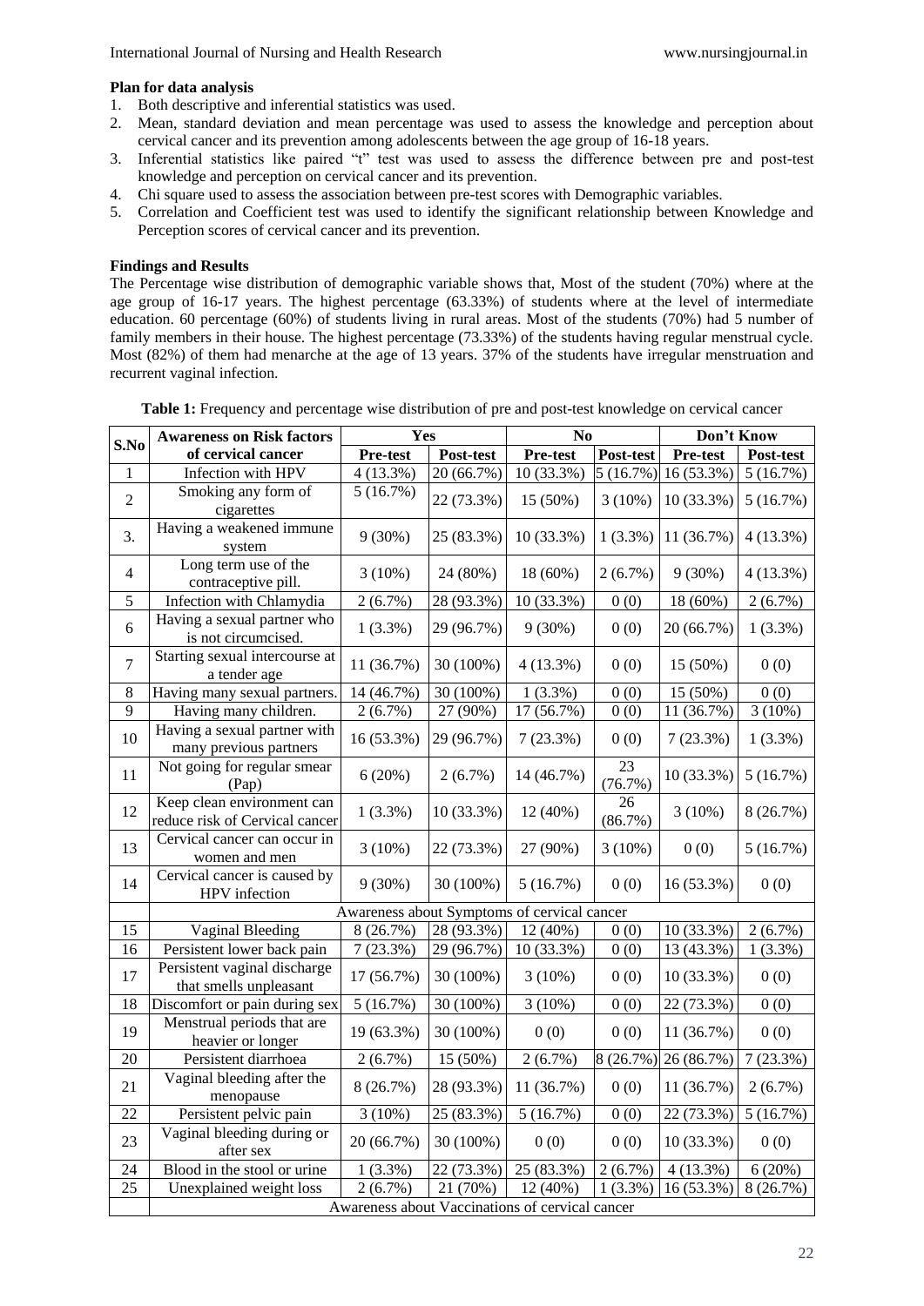**Plan for data analysis**

1. Both descriptive and inferential statistics was used.
2. Mean, standard deviation and mean percentage was used to assess the knowledge and perception about cervical cancer and its prevention among adolescents between the age group of 16-18 years.
3. Inferential statistics like paired "t" test was used to assess the difference between pre and post-test knowledge and perception on cervical cancer and its prevention.
4. Chi square used to assess the association between pre-test scores with Demographic variables.
5. Correlation and Coefficient test was used to identify the significant relationship between Knowledge and Perception scores of cervical cancer and its prevention.

**Findings and Results**

The Percentage wise distribution of demographic variable shows that, Most of the student (70%) where at the age group of 16-17 years. The highest percentage (63.33%) of students where at the level of intermediate education. 60 percentage (60%) of students living in rural areas. Most of the students (70%) had 5 number of family members in their house. The highest percentage (73.33%) of the students having regular menstrual cycle. Most (82%) of them had menarche at the age of 13 years. 37% of the students have irregular menstruation and recurrent vaginal infection.

**Table 1:** Frequency and percentage wise distribution of pre and post-test knowledge on cervical cancer

| S.No | Awareness on Risk factors of cervical cancer | Yes | | No | | Don't Know | |
|---|---|---|---|---|---|---|---|
| | | Pre-test | Post-test | Pre-test | Post-test | Pre-test | Post-test |
| 1 | Infection with HPV | 4 (13.3%) | 20 (66.7%) | 10 (33.3%) | 5 (16.7%) | 16 (53.3%) | 5 (16.7%) |
| 2 | Smoking any form of cigarettes | 5 (16.7%) | 22 (73.3%) | 15 (50%) | 3 (10%) | 10 (33.3%) | 5 (16.7%) |
| 3. | Having a weakened immune system | 9 (30%) | 25 (83.3%) | 10 (33.3%) | 1 (3.3%) | 11 (36.7%) | 4 (13.3%) |
| 4 | Long term use of the contraceptive pill. | 3 (10%) | 24 (80%) | 18 (60%) | 2 (6.7%) | 9 (30%) | 4 (13.3%) |
| 5 | Infection with Chlamydia | 2 (6.7%) | 28 (93.3%) | 10 (33.3%) | 0 (0) | 18 (60%) | 2 (6.7%) |
| 6 | Having a sexual partner who is not circumcised. | 1 (3.3%) | 29 (96.7%) | 9 (30%) | 0 (0) | 20 (66.7%) | 1 (3.3%) |
| 7 | Starting sexual intercourse at a tender age | 11 (36.7%) | 30 (100%) | 4 (13.3%) | 0 (0) | 15 (50%) | 0 (0) |
| 8 | Having many sexual partners. | 14 (46.7%) | 30 (100%) | 1 (3.3%) | 0 (0) | 15 (50%) | 0 (0) |
| 9 | Having many children. | 2 (6.7%) | 27 (90%) | 17 (56.7%) | 0 (0) | 11 (36.7%) | 3 (10%) |
| 10 | Having a sexual partner with many previous partners | 16 (53.3%) | 29 (96.7%) | 7 (23.3%) | 0 (0) | 7 (23.3%) | 1 (3.3%) |
| 11 | Not going for regular smear (Pap) | 6 (20%) | 2 (6.7%) | 14 (46.7%) | 23 (76.7%) | 10 (33.3%) | 5 (16.7%) |
| 12 | Keep clean environment can reduce risk of Cervical cancer | 1 (3.3%) | 10 (33.3%) | 12 (40%) | 26 (86.7%) | 3 (10%) | 8 (26.7%) |
| 13 | Cervical cancer can occur in women and men | 3 (10%) | 22 (73.3%) | 27 (90%) | 3 (10%) | 0 (0) | 5 (16.7%) |
| 14 | Cervical cancer is caused by HPV infection | 9 (30%) | 30 (100%) | 5 (16.7%) | 0 (0) | 16 (53.3%) | 0 (0) |
| | Awareness about Symptoms of cervical cancer | | | | | | |
| 15 | Vaginal Bleeding | 8 (26.7%) | 28 (93.3%) | 12 (40%) | 0 (0) | 10 (33.3%) | 2 (6.7%) |
| 16 | Persistent lower back pain | 7 (23.3%) | 29 (96.7%) | 10 (33.3%) | 0 (0) | 13 (43.3%) | 1 (3.3%) |
| 17 | Persistent vaginal discharge that smells unpleasant | 17 (56.7%) | 30 (100%) | 3 (10%) | 0 (0) | 10 (33.3%) | 0 (0) |
| 18 | Discomfort or pain during sex | 5 (16.7%) | 30 (100%) | 3 (10%) | 0 (0) | 22 (73.3%) | 0 (0) |
| 19 | Menstrual periods that are heavier or longer | 19 (63.3%) | 30 (100%) | 0 (0) | 0 (0) | 11 (36.7%) | 0 (0) |
| 20 | Persistent diarrhoea | 2 (6.7%) | 15 (50%) | 2 (6.7%) | 8 (26.7%) | 26 (86.7%) | 7 (23.3%) |
| 21 | Vaginal bleeding after the menopause | 8 (26.7%) | 28 (93.3%) | 11 (36.7%) | 0 (0) | 11 (36.7%) | 2 (6.7%) |
| 22 | Persistent pelvic pain | 3 (10%) | 25 (83.3%) | 5 (16.7%) | 0 (0) | 22 (73.3%) | 5 (16.7%) |
| 23 | Vaginal bleeding during or after sex | 20 (66.7%) | 30 (100%) | 0 (0) | 0 (0) | 10 (33.3%) | 0 (0) |
| 24 | Blood in the stool or urine | 1 (3.3%) | 22 (73.3%) | 25 (83.3%) | 2 (6.7%) | 4 (13.3%) | 6 (20%) |
| 25 | Unexplained weight loss | 2 (6.7%) | 21 (70%) | 12 (40%) | 1 (3.3%) | 16 (53.3%) | 8 (26.7%) |
| | Awareness about Vaccinations of cervical cancer | | | | | | |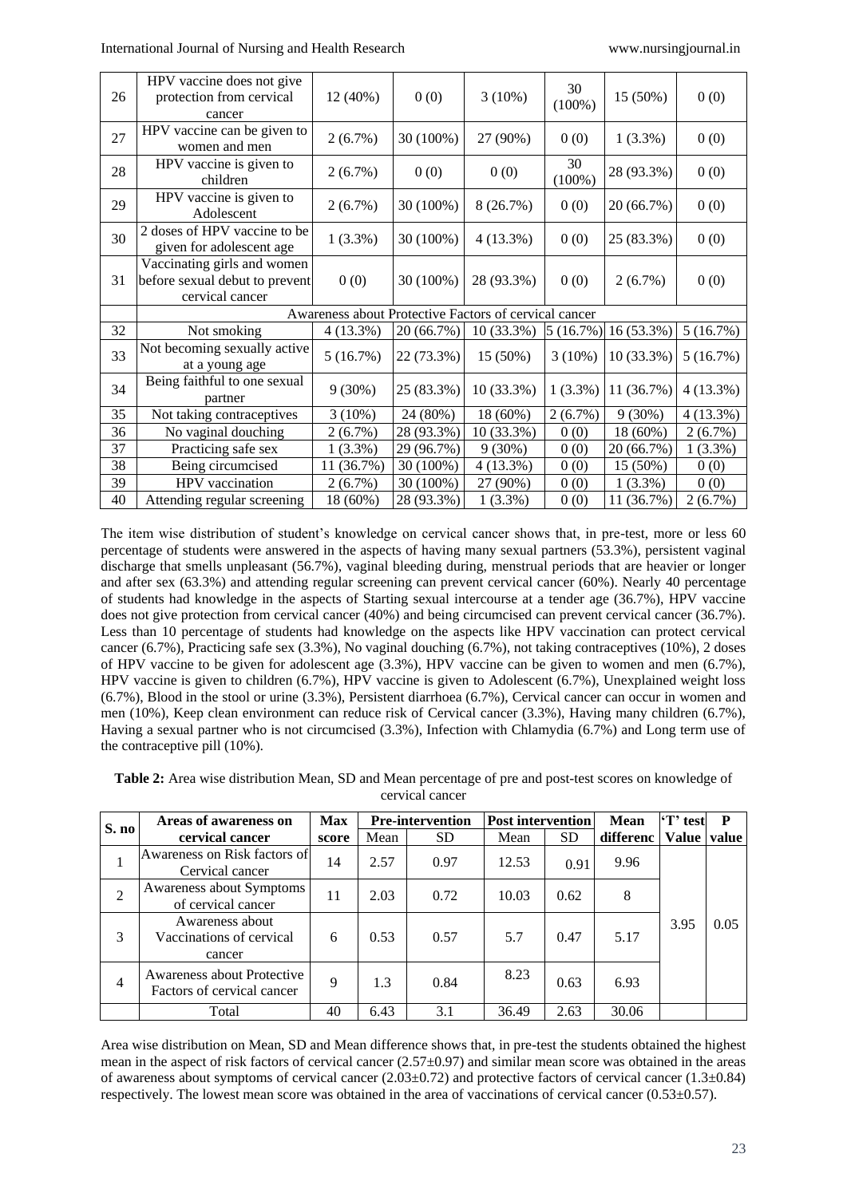| 26 | HPV vaccine does not give protection from cervical cancer | 12 (40%) | 0 (0) | 3 (10%) | 30 (100%) | 15 (50%) | 0 (0) |
|---|---|---|---|---|---|---|---|
| 27 | HPV vaccine can be given to women and men | 2 (6.7%) | 30 (100%) | 27 (90%) | 0 (0) | 1 (3.3%) | 0 (0) |
| 28 | HPV vaccine is given to children | 2 (6.7%) | 0 (0) | 0 (0) | 30 (100%) | 28 (93.3%) | 0 (0) |
| 29 | HPV vaccine is given to Adolescent | 2 (6.7%) | 30 (100%) | 8 (26.7%) | 0 (0) | 20 (66.7%) | 0 (0) |
| 30 | 2 doses of HPV vaccine to be given for adolescent age | 1 (3.3%) | 30 (100%) | 4 (13.3%) | 0 (0) | 25 (83.3%) | 0 (0) |
| 31 | Vaccinating girls and women before sexual debut to prevent cervical cancer | 0 (0) | 30 (100%) | 28 (93.3%) | 0 (0) | 2 (6.7%) | 0 (0) |
| | Awareness about Protective Factors of cervical cancer | | | | | | |
| 32 | Not smoking | 4 (13.3%) | 20 (66.7%) | 10 (33.3%) | 5 (16.7%) | 16 (53.3%) | 5 (16.7%) |
| 33 | Not becoming sexually active at a young age | 5 (16.7%) | 22 (73.3%) | 15 (50%) | 3 (10%) | 10 (33.3%) | 5 (16.7%) |
| 34 | Being faithful to one sexual partner | 9 (30%) | 25 (83.3%) | 10 (33.3%) | 1 (3.3%) | 11 (36.7%) | 4 (13.3%) |
| 35 | Not taking contraceptives | 3 (10%) | 24 (80%) | 18 (60%) | 2 (6.7%) | 9 (30%) | 4 (13.3%) |
| 36 | No vaginal douching | 2 (6.7%) | 28 (93.3%) | 10 (33.3%) | 0 (0) | 18 (60%) | 2 (6.7%) |
| 37 | Practicing safe sex | 1 (3.3%) | 29 (96.7%) | 9 (30%) | 0 (0) | 20 (66.7%) | 1 (3.3%) |
| 38 | Being circumcised | 11 (36.7%) | 30 (100%) | 4 (13.3%) | 0 (0) | 15 (50%) | 0 (0) |
| 39 | HPV vaccination | 2 (6.7%) | 30 (100%) | 27 (90%) | 0 (0) | 1 (3.3%) | 0 (0) |
| 40 | Attending regular screening | 18 (60%) | 28 (93.3%) | 1 (3.3%) | 0 (0) | 11 (36.7%) | 2 (6.7%) |

The item wise distribution of student's knowledge on cervical cancer shows that, in pre-test, more or less 60 percentage of students were answered in the aspects of having many sexual partners (53.3%), persistent vaginal discharge that smells unpleasant (56.7%), vaginal bleeding during, menstrual periods that are heavier or longer and after sex (63.3%) and attending regular screening can prevent cervical cancer (60%). Nearly 40 percentage of students had knowledge in the aspects of Starting sexual intercourse at a tender age (36.7%), HPV vaccine does not give protection from cervical cancer (40%) and being circumcised can prevent cervical cancer (36.7%). Less than 10 percentage of students had knowledge on the aspects like HPV vaccination can protect cervical cancer (6.7%), Practicing safe sex (3.3%), No vaginal douching (6.7%), not taking contraceptives (10%), 2 doses of HPV vaccine to be given for adolescent age (3.3%), HPV vaccine can be given to women and men (6.7%), HPV vaccine is given to children (6.7%), HPV vaccine is given to Adolescent (6.7%), Unexplained weight loss (6.7%), Blood in the stool or urine (3.3%), Persistent diarrhoea (6.7%), Cervical cancer can occur in women and men (10%), Keep clean environment can reduce risk of Cervical cancer (3.3%), Having many children (6.7%), Having a sexual partner who is not circumcised (3.3%), Infection with Chlamydia (6.7%) and Long term use of the contraceptive pill (10%).

**Table 2:** Area wise distribution Mean, SD and Mean percentage of pre and post-test scores on knowledge of cervical cancer

| S. no | Areas of awareness on cervical cancer | Max score | Pre-intervention | | Post intervention | | Mean differenc | 'T' test Value | P value |
|---|---|---|---|---|---|---|---|---|---|
| | | | Mean | SD | Mean | SD | | | |
| 1 | Awareness on Risk factors of Cervical cancer | 14 | 2.57 | 0.97 | 12.53 | 0.91 | 9.96 | 3.95 | 0.05 |
| 2 | Awareness about Symptoms of cervical cancer | 11 | 2.03 | 0.72 | 10.03 | 0.62 | 8 | | |
| 3 | Awareness about Vaccinations of cervical cancer | 6 | 0.53 | 0.57 | 5.7 | 0.47 | 5.17 | | |
| 4 | Awareness about Protective Factors of cervical cancer | 9 | 1.3 | 0.84 | 8.23 | 0.63 | 6.93 | | |
| | Total | 40 | 6.43 | 3.1 | 36.49 | 2.63 | 30.06 | | |

Area wise distribution on Mean, SD and Mean difference shows that, in pre-test the students obtained the highest mean in the aspect of risk factors of cervical cancer (2.57±0.97) and similar mean score was obtained in the areas of awareness about symptoms of cervical cancer (2.03±0.72) and protective factors of cervical cancer (1.3±0.84) respectively. The lowest mean score was obtained in the area of vaccinations of cervical cancer (0.53±0.57).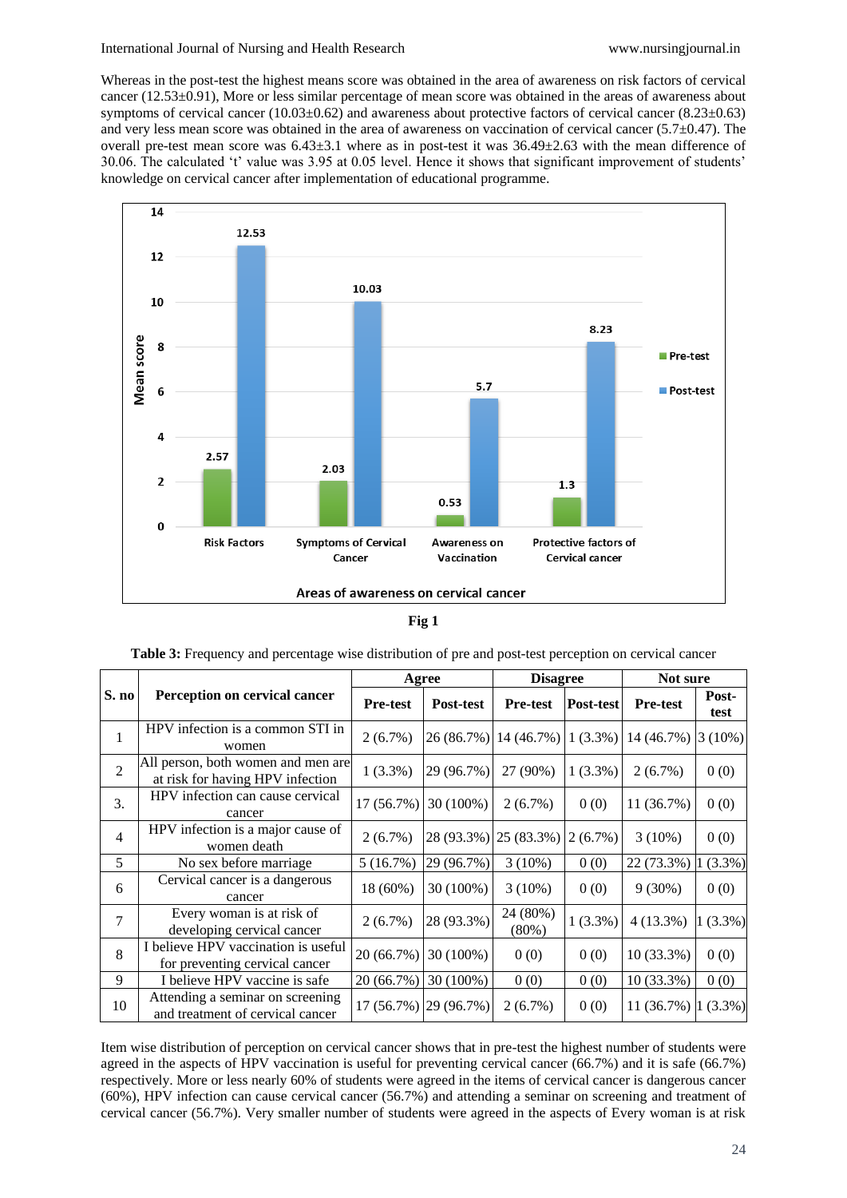Whereas in the post-test the highest means score was obtained in the area of awareness on risk factors of cervical cancer (12.53±0.91), More or less similar percentage of mean score was obtained in the areas of awareness about symptoms of cervical cancer (10.03±0.62) and awareness about protective factors of cervical cancer (8.23±0.63) and very less mean score was obtained in the area of awareness on vaccination of cervical cancer (5.7±0.47). The overall pre-test mean score was 6.43±3.1 where as in post-test it was 36.49±2.63 with the mean difference of 30.06. The calculated 't' value was 3.95 at 0.05 level. Hence it shows that significant improvement of students' knowledge on cervical cancer after implementation of educational programme.

| Areas of awareness on cervical cancer | Pre-test | Post-test |
|---|---|---|
| Risk Factors | 2.57 | 12.53 |
| Symptoms of Cervical Cancer | 2.03 | 10.03 |
| Awareness on Vaccination | 0.53 | 5.7 |
| Protective factors of Cervical cancer | 1.3 | 8.23 |

**Fig 1**

**Table 3:** Frequency and percentage wise distribution of pre and post-test perception on cervical cancer

| S. no | Perception on cervical cancer | Agree | | Disagree | | Not sure | |
|---|---|---|---|---|---|---|---|
| | | Pre-test | Post-test | Pre-test | Post-test | Pre-test | Post-test |
| 1 | HPV infection is a common STI in women | 2 (6.7%) | 26 (86.7%) | 14 (46.7%) | 1 (3.3%) | 14 (46.7%) | 3 (10%) |
| 2 | All person, both women and men are at risk for having HPV infection | 1 (3.3%) | 29 (96.7%) | 27 (90%) | 1 (3.3%) | 2 (6.7%) | 0 (0) |
| 3. | HPV infection can cause cervical cancer | 17 (56.7%) | 30 (100%) | 2 (6.7%) | 0 (0) | 11 (36.7%) | 0 (0) |
| 4 | HPV infection is a major cause of women death | 2 (6.7%) | 28 (93.3%) | 25 (83.3%) | 2 (6.7%) | 3 (10%) | 0 (0) |
| 5 | No sex before marriage | 5 (16.7%) | 29 (96.7%) | 3 (10%) | 0 (0) | 22 (73.3%) | 1 (3.3%) |
| 6 | Cervical cancer is a dangerous cancer | 18 (60%) | 30 (100%) | 3 (10%) | 0 (0) | 9 (30%) | 0 (0) |
| 7 | Every woman is at risk of developing cervical cancer | 2 (6.7%) | 28 (93.3%) | 24 (80%) (80%) | 1 (3.3%) | 4 (13.3%) | 1 (3.3%) |
| 8 | I believe HPV vaccination is useful for preventing cervical cancer | 20 (66.7%) | 30 (100%) | 0 (0) | 0 (0) | 10 (33.3%) | 0 (0) |
| 9 | I believe HPV vaccine is safe | 20 (66.7%) | 30 (100%) | 0 (0) | 0 (0) | 10 (33.3%) | 0 (0) |
| 10 | Attending a seminar on screening and treatment of cervical cancer | 17 (56.7%) | 29 (96.7%) | 2 (6.7%) | 0 (0) | 11 (36.7%) | 1 (3.3%) |

Item wise distribution of perception on cervical cancer shows that in pre-test the highest number of students were agreed in the aspects of HPV vaccination is useful for preventing cervical cancer (66.7%) and it is safe (66.7%) respectively. More or less nearly 60% of students were agreed in the items of cervical cancer is dangerous cancer (60%), HPV infection can cause cervical cancer (56.7%) and attending a seminar on screening and treatment of cervical cancer (56.7%). Very smaller number of students were agreed in the aspects of Every woman is at risk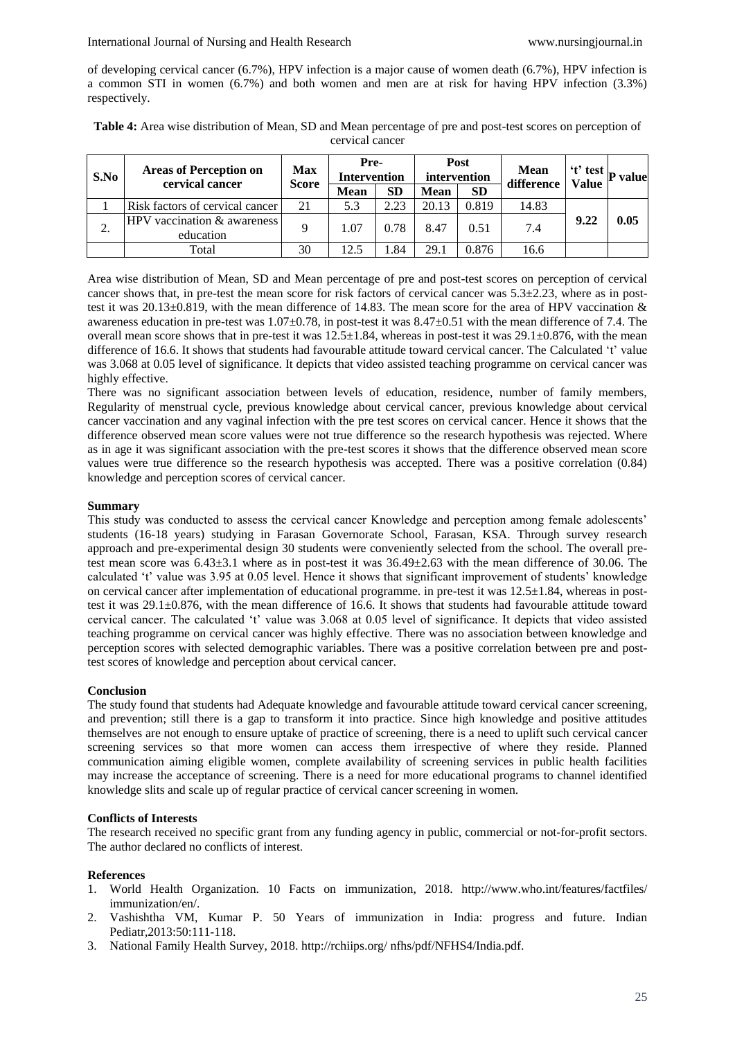of developing cervical cancer (6.7%), HPV infection is a major cause of women death (6.7%), HPV infection is a common STI in women (6.7%) and both women and men are at risk for having HPV infection (3.3%) respectively.

**Table 4:** Area wise distribution of Mean, SD and Mean percentage of pre and post-test scores on perception of cervical cancer

| S.No | Areas of Perception on cervical cancer | Max Score | Pre-Intervention | | Post intervention | | Mean difference | 't' test Value | P value |
|---|---|---|---|---|---|---|---|---|---|
| | | | Mean | SD | Mean | SD | | | |
| 1 | Risk factors of cervical cancer | 21 | 5.3 | 2.23 | 20.13 | 0.819 | 14.83 | 9.22 | 0.05 |
| 2. | HPV vaccination & awareness education | 9 | 1.07 | 0.78 | 8.47 | 0.51 | 7.4 | | |
| | Total | 30 | 12.5 | 1.84 | 29.1 | 0.876 | 16.6 | | |

Area wise distribution of Mean, SD and Mean percentage of pre and post-test scores on perception of cervical cancer shows that, in pre-test the mean score for risk factors of cervical cancer was 5.3±2.23, where as in post-test it was 20.13±0.819, with the mean difference of 14.83. The mean score for the area of HPV vaccination & awareness education in pre-test was 1.07±0.78, in post-test it was 8.47±0.51 with the mean difference of 7.4. The overall mean score shows that in pre-test it was 12.5±1.84, whereas in post-test it was 29.1±0.876, with the mean difference of 16.6. It shows that students had favourable attitude toward cervical cancer. The Calculated 't' value was 3.068 at 0.05 level of significance. It depicts that video assisted teaching programme on cervical cancer was highly effective.

There was no significant association between levels of education, residence, number of family members, Regularity of menstrual cycle, previous knowledge about cervical cancer, previous knowledge about cervical cancer vaccination and any vaginal infection with the pre test scores on cervical cancer. Hence it shows that the difference observed mean score values were not true difference so the research hypothesis was rejected. Where as in age it was significant association with the pre-test scores it shows that the difference observed mean score values were true difference so the research hypothesis was accepted. There was a positive correlation (0.84) knowledge and perception scores of cervical cancer.

**Summary**

This study was conducted to assess the cervical cancer Knowledge and perception among female adolescents' students (16-18 years) studying in Farasan Governorate School, Farasan, KSA. Through survey research approach and pre-experimental design 30 students were conveniently selected from the school. The overall pre-test mean score was 6.43±3.1 where as in post-test it was 36.49±2.63 with the mean difference of 30.06. The calculated 't' value was 3.95 at 0.05 level. Hence it shows that significant improvement of students' knowledge on cervical cancer after implementation of educational programme. in pre-test it was 12.5±1.84, whereas in post-test it was 29.1±0.876, with the mean difference of 16.6. It shows that students had favourable attitude toward cervical cancer. The calculated 't' value was 3.068 at 0.05 level of significance. It depicts that video assisted teaching programme on cervical cancer was highly effective. There was no association between knowledge and perception scores with selected demographic variables. There was a positive correlation between pre and post-test scores of knowledge and perception about cervical cancer.

**Conclusion**

The study found that students had Adequate knowledge and favourable attitude toward cervical cancer screening, and prevention; still there is a gap to transform it into practice. Since high knowledge and positive attitudes themselves are not enough to ensure uptake of practice of screening, there is a need to uplift such cervical cancer screening services so that more women can access them irrespective of where they reside. Planned communication aiming eligible women, complete availability of screening services in public health facilities may increase the acceptance of screening. There is a need for more educational programs to channel identified knowledge slits and scale up of regular practice of cervical cancer screening in women.

**Conflicts of Interests**

The research received no specific grant from any funding agency in public, commercial or not-for-profit sectors. The author declared no conflicts of interest.

**References**

1. World Health Organization. 10 Facts on immunization, 2018. http://www.who.int/features/factfiles/immunization/en/.
2. Vashishtha VM, Kumar P. 50 Years of immunization in India: progress and future. Indian Pediatr,2013:50:111-118.
3. National Family Health Survey, 2018. http://rchiips.org/ nfhs/pdf/NFHS4/India.pdf.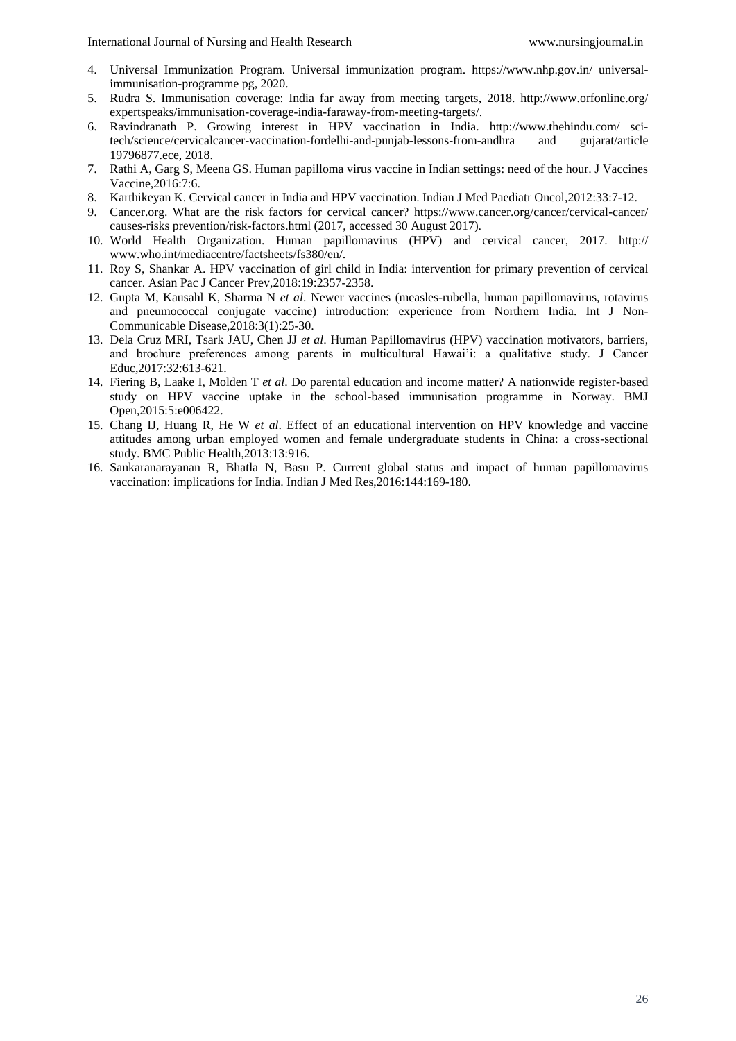4. Universal Immunization Program. Universal immunization program. https://www.nhp.gov.in/ universal-immunisation-programme pg, 2020.
5. Rudra S. Immunisation coverage: India far away from meeting targets, 2018. http://www.orfonline.org/ expertspeaks/immunisation-coverage-india-faraway-from-meeting-targets/.
6. Ravindranath P. Growing interest in HPV vaccination in India. http://www.thehindu.com/ sci-tech/science/cervicalcancer-vaccination-fordelhi-and-punjab-lessons-from-andhra and gujarat/article 19796877.ece, 2018.
7. Rathi A, Garg S, Meena GS. Human papilloma virus vaccine in Indian settings: need of the hour. J Vaccines Vaccine,2016:7:6.
8. Karthikeyan K. Cervical cancer in India and HPV vaccination. Indian J Med Paediatr Oncol,2012:33:7-12.
9. Cancer.org. What are the risk factors for cervical cancer? https://www.cancer.org/cancer/cervical-cancer/ causes-risks prevention/risk-factors.html (2017, accessed 30 August 2017).
10. World Health Organization. Human papillomavirus (HPV) and cervical cancer, 2017. http:// www.who.int/mediacentre/factsheets/fs380/en/.
11. Roy S, Shankar A. HPV vaccination of girl child in India: intervention for primary prevention of cervical cancer. Asian Pac J Cancer Prev,2018:19:2357-2358.
12. Gupta M, Kausahl K, Sharma N *et al*. Newer vaccines (measles-rubella, human papillomavirus, rotavirus and pneumococcal conjugate vaccine) introduction: experience from Northern India. Int J Non-Communicable Disease,2018:3(1):25-30.
13. Dela Cruz MRI, Tsark JAU, Chen JJ *et al*. Human Papillomavirus (HPV) vaccination motivators, barriers, and brochure preferences among parents in multicultural Hawai'i: a qualitative study. J Cancer Educ,2017:32:613-621.
14. Fiering B, Laake I, Molden T *et al*. Do parental education and income matter? A nationwide register-based study on HPV vaccine uptake in the school-based immunisation programme in Norway. BMJ Open,2015:5:e006422.
15. Chang IJ, Huang R, He W *et al*. Effect of an educational intervention on HPV knowledge and vaccine attitudes among urban employed women and female undergraduate students in China: a cross-sectional study. BMC Public Health,2013:13:916.
16. Sankaranarayanan R, Bhatla N, Basu P. Current global status and impact of human papillomavirus vaccination: implications for India. Indian J Med Res,2016:144:169-180.